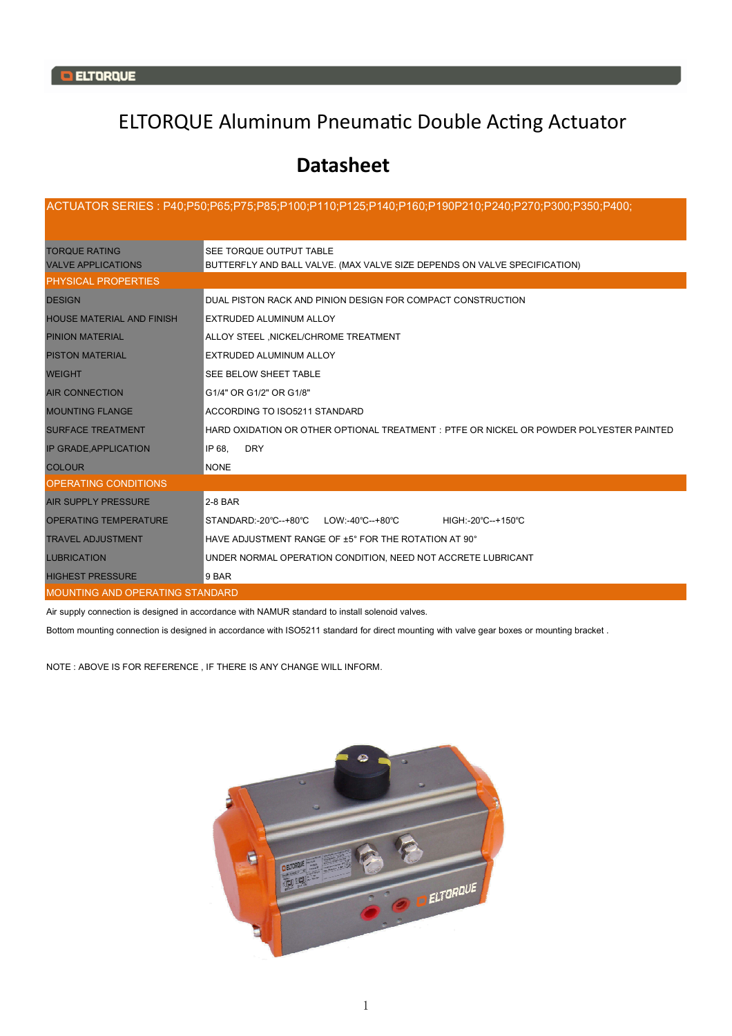# ELTORQUE Aluminum Pneumatic Double Acting Actuator

## Datasheet

| ACTUATOR SERIES : P40;P50;P65;P75;P85;P100;P110;P125;P140;P160;P190P210;P240;P270;P300;P350;P400; | |
|---|---|
| TORQUE RATING | SEE TORQUE OUTPUT TABLE |
| VALVE APPLICATIONS | BUTTERFLY AND BALL VALVE. (MAX VALVE SIZE DEPENDS ON VALVE SPECIFICATION) |
| **PHYSICAL PROPERTIES** | |
| DESIGN | DUAL PISTON RACK AND PINION DESIGN FOR COMPACT CONSTRUCTION |
| HOUSE MATERIAL AND FINISH | EXTRUDED ALUMINUM ALLOY |
| PINION MATERIAL | ALLOY STEEL ,NICKEL/CHROME TREATMENT |
| PISTON MATERIAL | EXTRUDED ALUMINUM ALLOY |
| WEIGHT | SEE BELOW SHEET TABLE |
| AIR CONNECTION | G1/4" OR G1/2" OR G1/8" |
| MOUNTING FLANGE | ACCORDING TO ISO5211 STANDARD |
| SURFACE TREATMENT | HARD OXIDATION OR OTHER OPTIONAL TREATMENT : PTFE OR NICKEL OR POWDER POLYESTER PAINTED |
| IP GRADE,APPLICATION | IP 68, DRY |
| COLOUR | NONE |
| **OPERATING CONDITIONS** | |
| AIR SUPPLY PRESSURE | 2-8 BAR |
| OPERATING TEMPERATURE | STANDARD:-20℃--+80℃ LOW:-40℃--+80℃ HIGH:-20℃--+150℃ |
| TRAVEL ADJUSTMENT | HAVE ADJUSTMENT RANGE OF ±5° FOR THE ROTATION AT 90° |
| LUBRICATION | UNDER NORMAL OPERATION CONDITION, NEED NOT ACCRETE LUBRICANT |
| HIGHEST PRESSURE | 9 BAR |
| **MOUNTING AND OPERATING STANDARD** | |

Air supply connection is designed in accordance with NAMUR standard to install solenoid valves.

Bottom mounting connection is designed in accordance with ISO5211 standard for direct mounting with valve gear boxes or mounting bracket .

NOTE : ABOVE IS FOR REFERENCE , IF THERE IS ANY CHANGE WILL INFORM.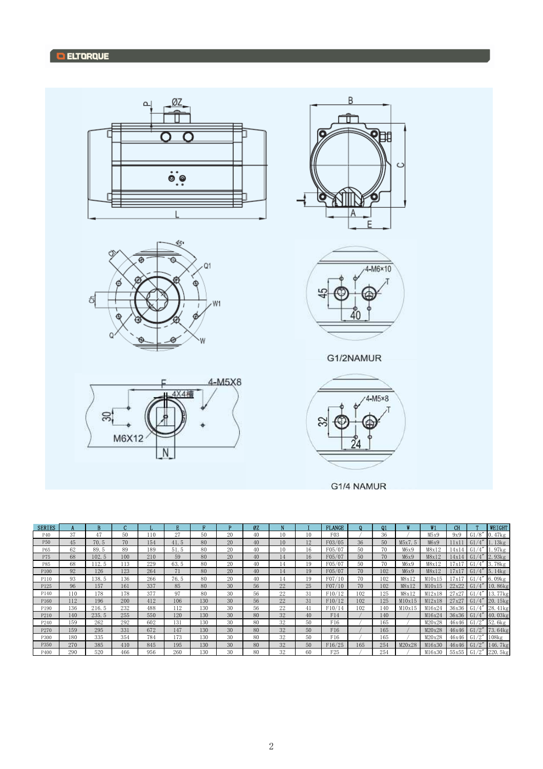G1/2NAMUR

G1/4 NAMUR

| SERIES | A | B | C | L | E | F | P | ØZ | N | I | FLANGE | Q | Q1 | W | W1 | CH | T | WEIGHT |
|---|---|---|---|---|---|---|---|---|---|---|---|---|---|---|---|---|---|---|
| P40 | 37 | 47 | 50 | 110 | 27 | 50 | 20 | 40 | 10 | 10 | F03 | / | 36 | / | M5x9 | 9x9 | G1/8" | 0.47kg |
| P50 | 45 | 70.5 | 70 | 154 | 41.5 | 80 | 20 | 40 | 10 | 12 | F03/05 | 36 | 50 | M5x7.5 | M6x9 | 11x11 | G1/4" | 1.13kg |
| P65 | 62 | 89.5 | 89 | 189 | 51.5 | 80 | 20 | 40 | 10 | 16 | F05/07 | 50 | 70 | M6x9 | M8x12 | 14x14 | G1/4" | 1.97kg |
| P75 | 68 | 102.5 | 100 | 210 | 59 | 80 | 20 | 40 | 14 | 16 | F05/07 | 50 | 70 | M6x9 | M8x12 | 14x14 | G1/4" | 2.93kg |
| P85 | 68 | 112.5 | 113 | 229 | 63.5 | 80 | 20 | 40 | 14 | 19 | F05/07 | 50 | 70 | M6x9 | M8x12 | 17x17 | G1/4" | 3.78kg |
| P100 | 92 | 126 | 123 | 264 | 71 | 80 | 20 | 40 | 14 | 19 | F05/07 | 70 | 102 | M6x9 | M8x12 | 17x17 | G1/4" | 5.14kg |
| P110 | 93 | 138.5 | 136 | 266 | 76.5 | 80 | 20 | 40 | 14 | 19 | F07/10 | 70 | 102 | M8x12 | M10x15 | 17x17 | G1/4" | 6.09kg |
| P125 | 96 | 157 | 161 | 337 | 85 | 80 | 30 | 56 | 22 | 25 | F07/10 | 70 | 102 | M8x12 | M10x15 | 22x22 | G1/4" | 10.86kg |
| P140 | 110 | 178 | 178 | 377 | 97 | 80 | 30 | 56 | 22 | 31 | F10/12 | 102 | 125 | M8x12 | M12x18 | 27x27 | G1/4" | 13.77kg |
| P160 | 112 | 196 | 200 | 412 | 106 | 130 | 30 | 56 | 22 | 31 | F10/12 | 102 | 125 | M10x15 | M12x18 | 27x27 | G1/4" | 20.15kg |
| P190 | 136 | 216.5 | 232 | 488 | 112 | 130 | 30 | 56 | 22 | 41 | F10/14 | 102 | 140 | M10x15 | M16x24 | 36x36 | G1/4" | 28.41kg |
| P210 | 140 | 235.5 | 255 | 550 | 120 | 130 | 30 | 80 | 32 | 40 | F14 | / | 140 | / | M16x24 | 36x36 | G1/4" | 40.03kg |
| P240 | 159 | 262 | 292 | 602 | 131 | 130 | 30 | 80 | 32 | 50 | F16 | / | 165 | / | M20x28 | 46x46 | G1/2" | 52.6kg |
| P270 | 159 | 295 | 331 | 672 | 147 | 130 | 30 | 80 | 32 | 50 | F16 | / | 165 | / | M20x28 | 46x46 | G1/2" | 73.64kg |
| P300 | 180 | 335 | 354 | 784 | 173 | 130 | 30 | 80 | 32 | 50 | F16 | / | 165 | / | M20x28 | 46x46 | G1/2" | 108kg |
| P350 | 270 | 385 | 410 | 845 | 195 | 130 | 30 | 80 | 32 | 50 | F16/25 | 165 | 254 | M20x28 | M16x30 | 46x46 | G1/2" | 146.7kg |
| P400 | 290 | 520 | 466 | 956 | 260 | 130 | 30 | 80 | 32 | 60 | F25 | / | 254 | / | M16x30 | 55x55 | G1/2" | 220.5kg |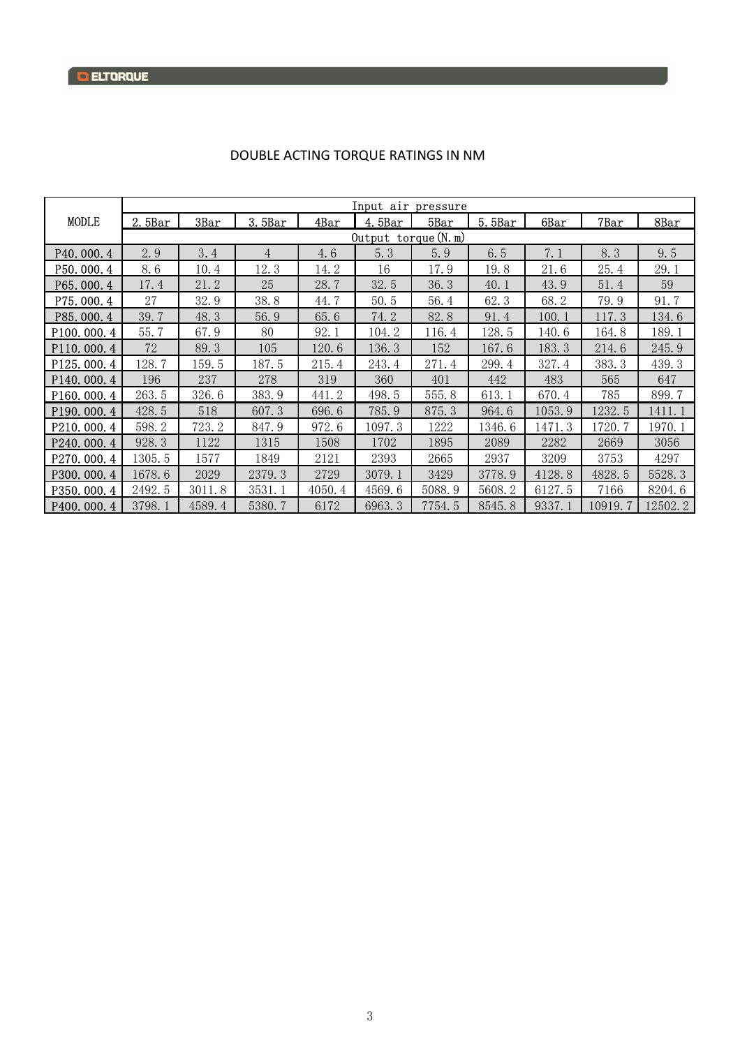## DOUBLE ACTING TORQUE RATINGS IN NM

| MODLE | Input air pressure | | | | | | | | | |
|---|---|---|---|---|---|---|---|---|---|---|
| | 2.5Bar | 3Bar | 3.5Bar | 4Bar | 4.5Bar | 5Bar | 5.5Bar | 6Bar | 7Bar | 8Bar |
| | Output torque(N.m) | | | | | | | | | |
| P40.000.4 | 2.9 | 3.4 | 4 | 4.6 | 5.3 | 5.9 | 6.5 | 7.1 | 8.3 | 9.5 |
| P50.000.4 | 8.6 | 10.4 | 12.3 | 14.2 | 16 | 17.9 | 19.8 | 21.6 | 25.4 | 29.1 |
| P65.000.4 | 17.4 | 21.2 | 25 | 28.7 | 32.5 | 36.3 | 40.1 | 43.9 | 51.4 | 59 |
| P75.000.4 | 27 | 32.9 | 38.8 | 44.7 | 50.5 | 56.4 | 62.3 | 68.2 | 79.9 | 91.7 |
| P85.000.4 | 39.7 | 48.3 | 56.9 | 65.6 | 74.2 | 82.8 | 91.4 | 100.1 | 117.3 | 134.6 |
| P100.000.4 | 55.7 | 67.9 | 80 | 92.1 | 104.2 | 116.4 | 128.5 | 140.6 | 164.8 | 189.1 |
| P110.000.4 | 72 | 89.3 | 105 | 120.6 | 136.3 | 152 | 167.6 | 183.3 | 214.6 | 245.9 |
| P125.000.4 | 128.7 | 159.5 | 187.5 | 215.4 | 243.4 | 271.4 | 299.4 | 327.4 | 383.3 | 439.3 |
| P140.000.4 | 196 | 237 | 278 | 319 | 360 | 401 | 442 | 483 | 565 | 647 |
| P160.000.4 | 263.5 | 326.6 | 383.9 | 441.2 | 498.5 | 555.8 | 613.1 | 670.4 | 785 | 899.7 |
| P190.000.4 | 428.5 | 518 | 607.3 | 696.6 | 785.9 | 875.3 | 964.6 | 1053.9 | 1232.5 | 1411.1 |
| P210.000.4 | 598.2 | 723.2 | 847.9 | 972.6 | 1097.3 | 1222 | 1346.6 | 1471.3 | 1720.7 | 1970.1 |
| P240.000.4 | 928.3 | 1122 | 1315 | 1508 | 1702 | 1895 | 2089 | 2282 | 2669 | 3056 |
| P270.000.4 | 1305.5 | 1577 | 1849 | 2121 | 2393 | 2665 | 2937 | 3209 | 3753 | 4297 |
| P300.000.4 | 1678.6 | 2029 | 2379.3 | 2729 | 3079.1 | 3429 | 3778.9 | 4128.8 | 4828.5 | 5528.3 |
| P350.000.4 | 2492.5 | 3011.8 | 3531.1 | 4050.4 | 4569.6 | 5088.9 | 5608.2 | 6127.5 | 7166 | 8204.6 |
| P400.000.4 | 3798.1 | 4589.4 | 5380.7 | 6172 | 6963.3 | 7754.5 | 8545.8 | 9337.1 | 10919.7 | 12502.2 |